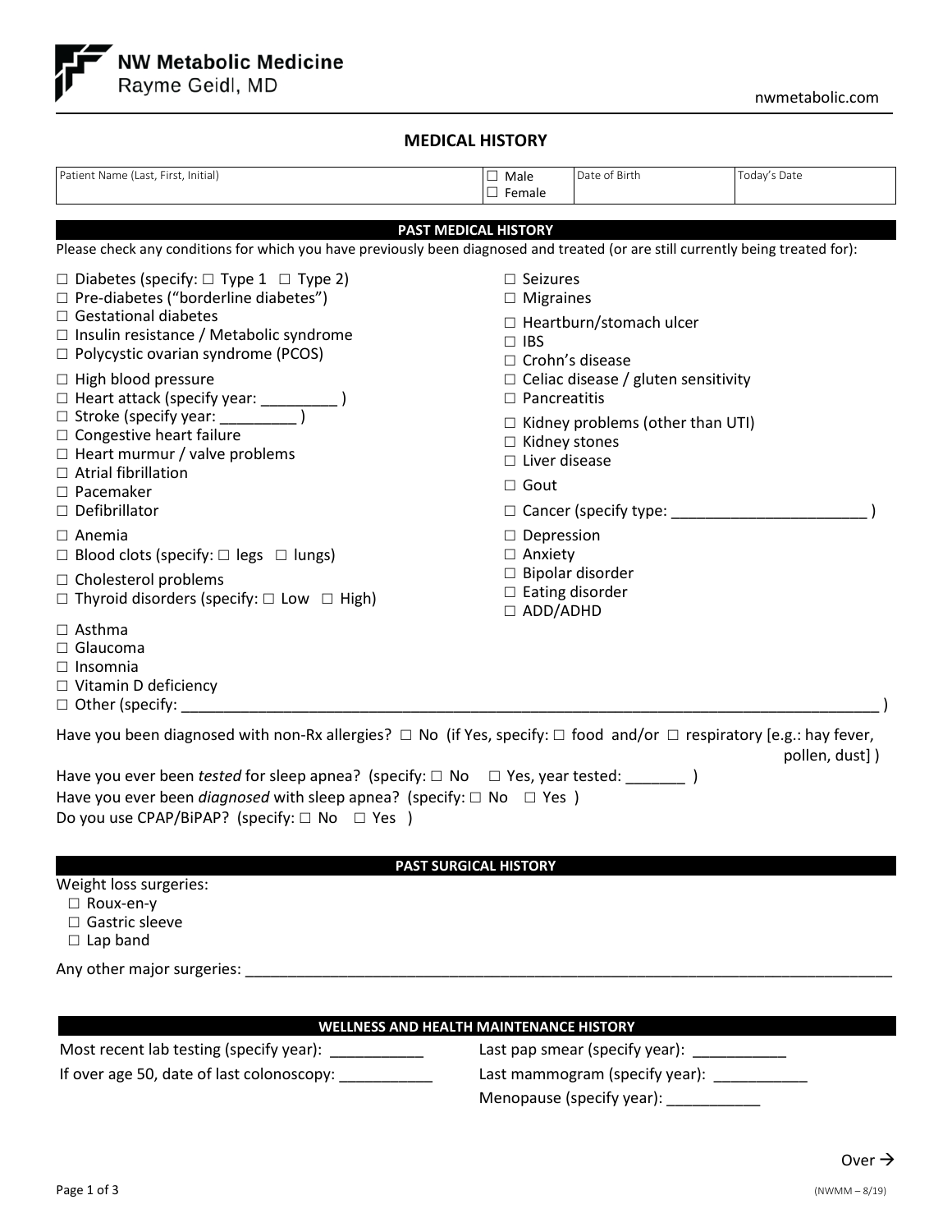**NW Metabolic Medicine**
Rayme Geidl, MD

nwmetabolic.com

# MEDICAL HISTORY

| Patient Name (Last, First, Initial) | ☐ Male ☐ Female | Date of Birth | Today's Date |
|---|---|---|---|
| | | | |

## PAST MEDICAL HISTORY

Please check any conditions for which you have previously been diagnosed and treated (or are still currently being treated for):

☐ Diabetes (specify: ☐ Type 1 ☐ Type 2)
☐ Pre-diabetes ("borderline diabetes")
☐ Gestational diabetes
☐ Insulin resistance / Metabolic syndrome
☐ Polycystic ovarian syndrome (PCOS)

☐ High blood pressure
☐ Heart attack (specify year: _________ )
☐ Stroke (specify year: _________ )
☐ Congestive heart failure
☐ Heart murmur / valve problems
☐ Atrial fibrillation
☐ Pacemaker
☐ Defibrillator

☐ Anemia
☐ Blood clots (specify: ☐ legs ☐ lungs)

☐ Cholesterol problems
☐ Thyroid disorders (specify: ☐ Low ☐ High)

☐ Asthma
☐ Glaucoma
☐ Insomnia
☐ Vitamin D deficiency

☐ Seizures
☐ Migraines

☐ Heartburn/stomach ulcer
☐ IBS
☐ Crohn's disease
☐ Celiac disease / gluten sensitivity
☐ Pancreatitis

☐ Kidney problems (other than UTI)
☐ Kidney stones
☐ Liver disease

☐ Gout

☐ Cancer (specify type: _______________________ )

☐ Depression
☐ Anxiety
☐ Bipolar disorder
☐ Eating disorder
☐ ADD/ADHD

☐ Other (specify: _______________________________________________________________________________ )

Have you been diagnosed with non-Rx allergies? ☐ No (if Yes, specify: ☐ food and/or ☐ respiratory [e.g.: hay fever, pollen, dust] )

Have you ever been *tested* for sleep apnea? (specify: ☐ No ☐ Yes, year tested: _______ )
Have you ever been *diagnosed* with sleep apnea? (specify: ☐ No ☐ Yes )
Do you use CPAP/BiPAP? (specify: ☐ No ☐ Yes )

## PAST SURGICAL HISTORY

Weight loss surgeries:
☐ Roux-en-y
☐ Gastric sleeve
☐ Lap band

Any other major surgeries: _______________________________________________________________________________

## WELLNESS AND HEALTH MAINTENANCE HISTORY

Most recent lab testing (specify year): ___________
If over age 50, date of last colonoscopy: ___________

Last pap smear (specify year): ___________
Last mammogram (specify year): ___________
Menopause (specify year): ___________

Over →

(NWMM – 8/19)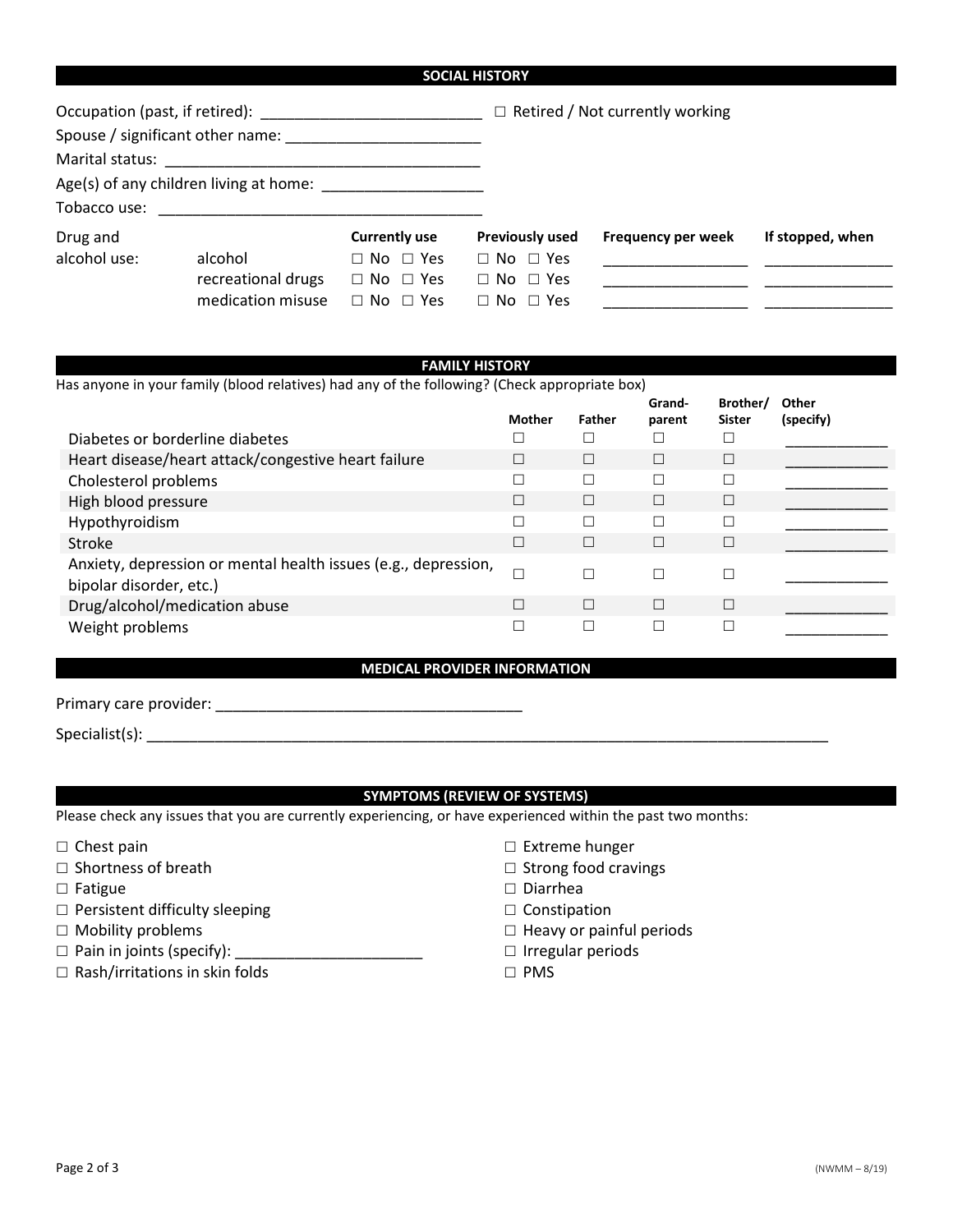## SOCIAL HISTORY

Occupation (past, if retired): ___________________________ ☐ Retired / Not currently working

Spouse / significant other name: ________________________

Marital status: ______________________________________

Age(s) of any children living at home: ____________________

Tobacco use: _________________________________________

| Drug and alcohol use: | | Currently use | Previously used | Frequency per week | If stopped, when |
|---|---|---|---|---|---|
| | alcohol | ☐ No ☐ Yes | ☐ No ☐ Yes | __________________ | ________________ |
| | recreational drugs | ☐ No ☐ Yes | ☐ No ☐ Yes | __________________ | ________________ |
| | medication misuse | ☐ No ☐ Yes | ☐ No ☐ Yes | __________________ | ________________ |

## FAMILY HISTORY

Has anyone in your family (blood relatives) had any of the following? (Check appropriate box)

| | Mother | Father | Grand-parent | Brother/ Sister | Other (specify) |
|---|---|---|---|---|---|
| Diabetes or borderline diabetes | ☐ | ☐ | ☐ | ☐ | ____________ |
| Heart disease/heart attack/congestive heart failure | ☐ | ☐ | ☐ | ☐ | ____________ |
| Cholesterol problems | ☐ | ☐ | ☐ | ☐ | ____________ |
| High blood pressure | ☐ | ☐ | ☐ | ☐ | ____________ |
| Hypothyroidism | ☐ | ☐ | ☐ | ☐ | ____________ |
| Stroke | ☐ | ☐ | ☐ | ☐ | ____________ |
| Anxiety, depression or mental health issues (e.g., depression, bipolar disorder, etc.) | ☐ | ☐ | ☐ | ☐ | ____________ |
| Drug/alcohol/medication abuse | ☐ | ☐ | ☐ | ☐ | ____________ |
| Weight problems | ☐ | ☐ | ☐ | ☐ | ____________ |

## MEDICAL PROVIDER INFORMATION

Primary care provider: _____________________________________

Specialist(s): _____________________________________________________________________________________

## SYMPTOMS (REVIEW OF SYSTEMS)

Please check any issues that you are currently experiencing, or have experienced within the past two months:

- ☐ Chest pain
- ☐ Shortness of breath
- ☐ Fatigue
- ☐ Persistent difficulty sleeping
- ☐ Mobility problems
- ☐ Pain in joints (specify): ______________________
- ☐ Rash/irritations in skin folds
- ☐ Extreme hunger
- ☐ Strong food cravings
- ☐ Diarrhea
- ☐ Constipation
- ☐ Heavy or painful periods
- ☐ Irregular periods
- ☐ PMS

(NWMM – 8/19)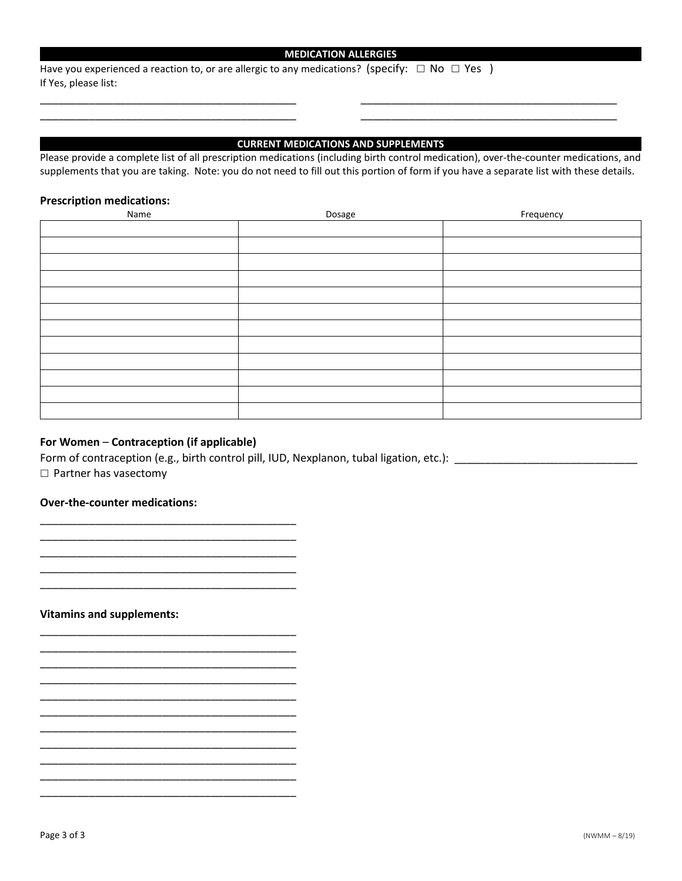## MEDICATION ALLERGIES

Have you experienced a reaction to, or are allergic to any medications? (specify: ☐ No ☐ Yes )
If Yes, please list:

_____________________________________________ _____________________________________________
_____________________________________________ _____________________________________________

## CURRENT MEDICATIONS AND SUPPLEMENTS

Please provide a complete list of all prescription medications (including birth control medication), over-the-counter medications, and supplements that you are taking. Note: you do not need to fill out this portion of form if you have a separate list with these details.

**Prescription medications:**

| Name | Dosage | Frequency |
|---|---|---|
| | | |
| | | |
| | | |
| | | |
| | | |
| | | |
| | | |
| | | |
| | | |
| | | |
| | | |
| | | |

**For Women** – **Contraception (if applicable)**

Form of contraception (e.g., birth control pill, IUD, Nexplanon, tubal ligation, etc.): ______________________________

☐ Partner has vasectomy

**Over-the-counter medications:**

_____________________________________________
_____________________________________________
_____________________________________________
_____________________________________________
_____________________________________________

**Vitamins and supplements:**

_____________________________________________
_____________________________________________
_____________________________________________
_____________________________________________
_____________________________________________
_____________________________________________
_____________________________________________
_____________________________________________
_____________________________________________
_____________________________________________
_____________________________________________

(NWMM – 8/19)